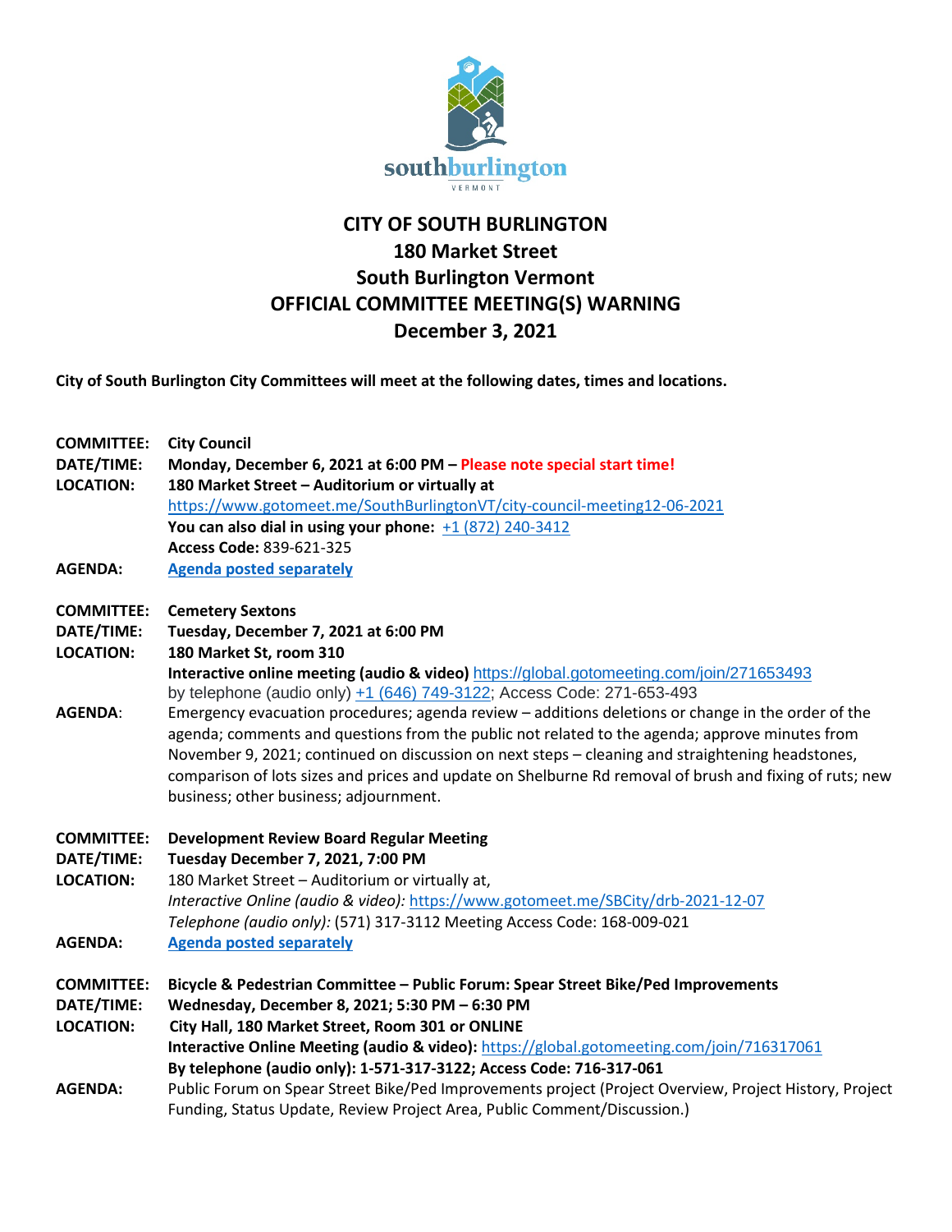# CITY OF SOUTH BURLINGTON
## 180 Market Street
## South Burlington Vermont
## OFFICIAL COMMITTEE MEETING(S) WARNING
## December 3, 2021

**City of South Burlington City Committees will meet at the following dates, times and locations.**

**COMMITTEE:** **City Council**
**DATE/TIME:** **Monday, December 6, 2021 at 6:00 PM – Please note special start time!**
**LOCATION:** **180 Market Street – Auditorium or virtually at**
https://www.gotomeet.me/SouthBurlingtonVT/city-council-meeting12-06-2021
**You can also dial in using your phone:** +1 (872) 240-3412
**Access Code:** 839-621-325
**AGENDA:** **Agenda posted separately**

**COMMITTEE:** **Cemetery Sextons**
**DATE/TIME:** **Tuesday, December 7, 2021 at 6:00 PM**
**LOCATION:** **180 Market St, room 310**
**Interactive online meeting (audio & video)** https://global.gotomeeting.com/join/271653493
by telephone (audio only) +1 (646) 749-3122; Access Code: 271-653-493
**AGENDA**: Emergency evacuation procedures; agenda review – additions deletions or change in the order of the agenda; comments and questions from the public not related to the agenda; approve minutes from November 9, 2021; continued on discussion on next steps – cleaning and straightening headstones, comparison of lots sizes and prices and update on Shelburne Rd removal of brush and fixing of ruts; new business; other business; adjournment.

**COMMITTEE:** **Development Review Board Regular Meeting**
**DATE/TIME:** **Tuesday December 7, 2021, 7:00 PM**
**LOCATION:** 180 Market Street – Auditorium or virtually at,
*Interactive Online (audio & video):* https://www.gotomeet.me/SBCity/drb-2021-12-07
*Telephone (audio only):* (571) 317-3112 Meeting Access Code: 168-009-021
**AGENDA:** **Agenda posted separately**

**COMMITTEE:** **Bicycle & Pedestrian Committee – Public Forum: Spear Street Bike/Ped Improvements**
**DATE/TIME:** **Wednesday, December 8, 2021; 5:30 PM – 6:30 PM**
**LOCATION:** **City Hall, 180 Market Street, Room 301 or ONLINE**
**Interactive Online Meeting (audio & video):** https://global.gotomeeting.com/join/716317061
**By telephone (audio only): 1-571-317-3122; Access Code: 716-317-061**
**AGENDA:** Public Forum on Spear Street Bike/Ped Improvements project (Project Overview, Project History, Project Funding, Status Update, Review Project Area, Public Comment/Discussion.)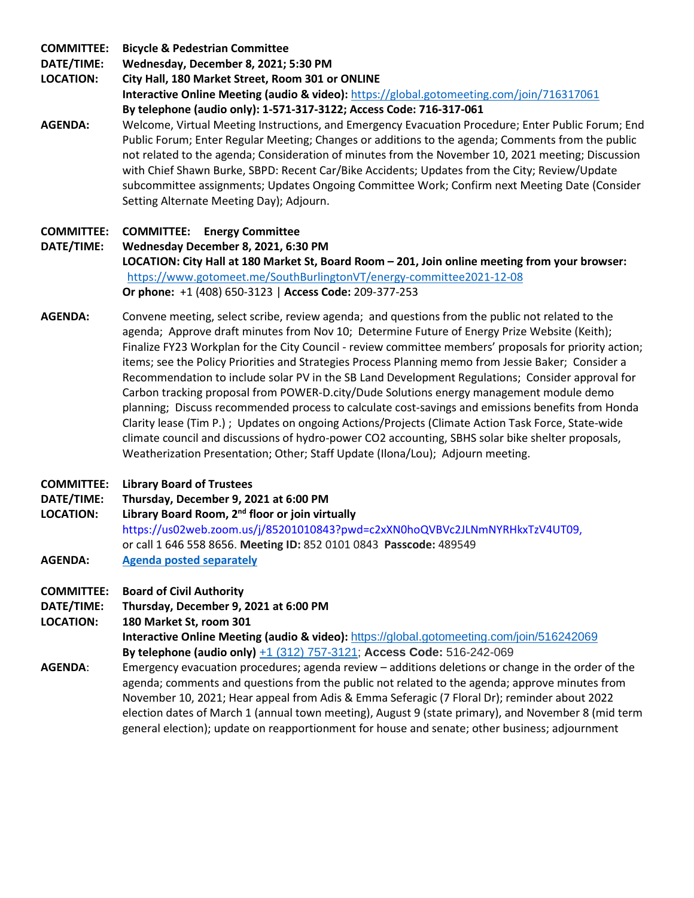**COMMITTEE:** **Bicycle & Pedestrian Committee**
**DATE/TIME:** **Wednesday, December 8, 2021; 5:30 PM**
**LOCATION:** **City Hall, 180 Market Street, Room 301 or ONLINE**
**Interactive Online Meeting (audio & video):** https://global.gotomeeting.com/join/716317061
**By telephone (audio only): 1-571-317-3122; Access Code: 716-317-061**

**AGENDA:** Welcome, Virtual Meeting Instructions, and Emergency Evacuation Procedure; Enter Public Forum; End Public Forum; Enter Regular Meeting; Changes or additions to the agenda; Comments from the public not related to the agenda; Consideration of minutes from the November 10, 2021 meeting; Discussion with Chief Shawn Burke, SBPD: Recent Car/Bike Accidents; Updates from the City; Review/Update subcommittee assignments; Updates Ongoing Committee Work; Confirm next Meeting Date (Consider Setting Alternate Meeting Day); Adjourn.

**COMMITTEE:** **COMMITTEE: Energy Committee**
**DATE/TIME:** **Wednesday December 8, 2021, 6:30 PM**
**LOCATION: City Hall at 180 Market St, Board Room – 201, Join online meeting from your browser:** https://www.gotomeet.me/SouthBurlingtonVT/energy-committee2021-12-08
**Or phone:** +1 (408) 650-3123 | **Access Code:** 209-377-253

**AGENDA:** Convene meeting, select scribe, review agenda; and questions from the public not related to the agenda; Approve draft minutes from Nov 10; Determine Future of Energy Prize Website (Keith); Finalize FY23 Workplan for the City Council - review committee members' proposals for priority action; items; see the Policy Priorities and Strategies Process Planning memo from Jessie Baker; Consider a Recommendation to include solar PV in the SB Land Development Regulations; Consider approval for Carbon tracking proposal from POWER-D.city/Dude Solutions energy management module demo planning; Discuss recommended process to calculate cost-savings and emissions benefits from Honda Clarity lease (Tim P.) ; Updates on ongoing Actions/Projects (Climate Action Task Force, State-wide climate council and discussions of hydro-power CO2 accounting, SBHS solar bike shelter proposals, Weatherization Presentation; Other; Staff Update (Ilona/Lou); Adjourn meeting.

**COMMITTEE:** **Library Board of Trustees**
**DATE/TIME:** **Thursday, December 9, 2021 at 6:00 PM**
**LOCATION:** **Library Board Room, 2nd floor or join virtually**
https://us02web.zoom.us/j/85201010843?pwd=c2xXN0hoQVBVc2JLNmNYRHkxTzV4UT09,
or call 1 646 558 8656. **Meeting ID:** 852 0101 0843 **Passcode:** 489549

**AGENDA:** **Agenda posted separately**

**COMMITTEE:** **Board of Civil Authority**
**DATE/TIME:** **Thursday, December 9, 2021 at 6:00 PM**
**LOCATION:** **180 Market St, room 301**
**Interactive Online Meeting (audio & video):** https://global.gotomeeting.com/join/516242069
**By telephone (audio only)** +1 (312) 757-3121; **Access Code:** 516-242-069

**AGENDA**: Emergency evacuation procedures; agenda review – additions deletions or change in the order of the agenda; comments and questions from the public not related to the agenda; approve minutes from November 10, 2021; Hear appeal from Adis & Emma Seferagic (7 Floral Dr); reminder about 2022 election dates of March 1 (annual town meeting), August 9 (state primary), and November 8 (mid term general election); update on reapportionment for house and senate; other business; adjournment